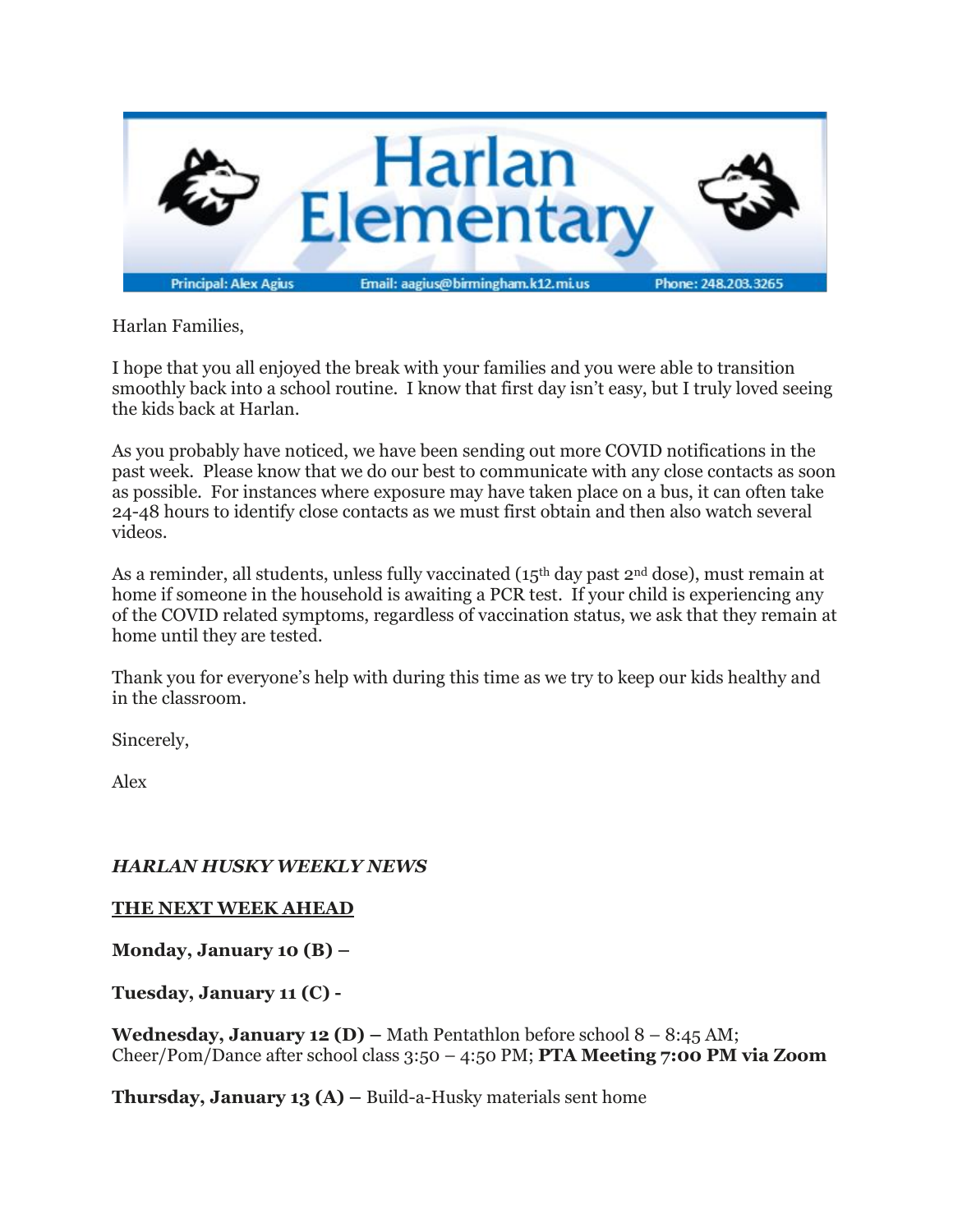# Harlan Elementary

Principal: Alex Agius | Email: aagius@birmingham.k12.mi.us | Phone: 248.203.3265

Harlan Families,

I hope that you all enjoyed the break with your families and you were able to transition smoothly back into a school routine. I know that first day isn't easy, but I truly loved seeing the kids back at Harlan.

As you probably have noticed, we have been sending out more COVID notifications in the past week. Please know that we do our best to communicate with any close contacts as soon as possible. For instances where exposure may have taken place on a bus, it can often take 24-48 hours to identify close contacts as we must first obtain and then also watch several videos.

As a reminder, all students, unless fully vaccinated (15th day past 2nd dose), must remain at home if someone in the household is awaiting a PCR test. If your child is experiencing any of the COVID related symptoms, regardless of vaccination status, we ask that they remain at home until they are tested.

Thank you for everyone's help with during this time as we try to keep our kids healthy and in the classroom.

Sincerely,

Alex

***HARLAN HUSKY WEEKLY NEWS***

**<u>THE NEXT WEEK AHEAD</u>**

**Monday, January 10 (B) –**

**Tuesday, January 11 (C) -**

**Wednesday, January 12 (D) –** Math Pentathlon before school 8 – 8:45 AM; Cheer/Pom/Dance after school class 3:50 – 4:50 PM; **PTA Meeting 7:00 PM via Zoom**

**Thursday, January 13 (A) –** Build-a-Husky materials sent home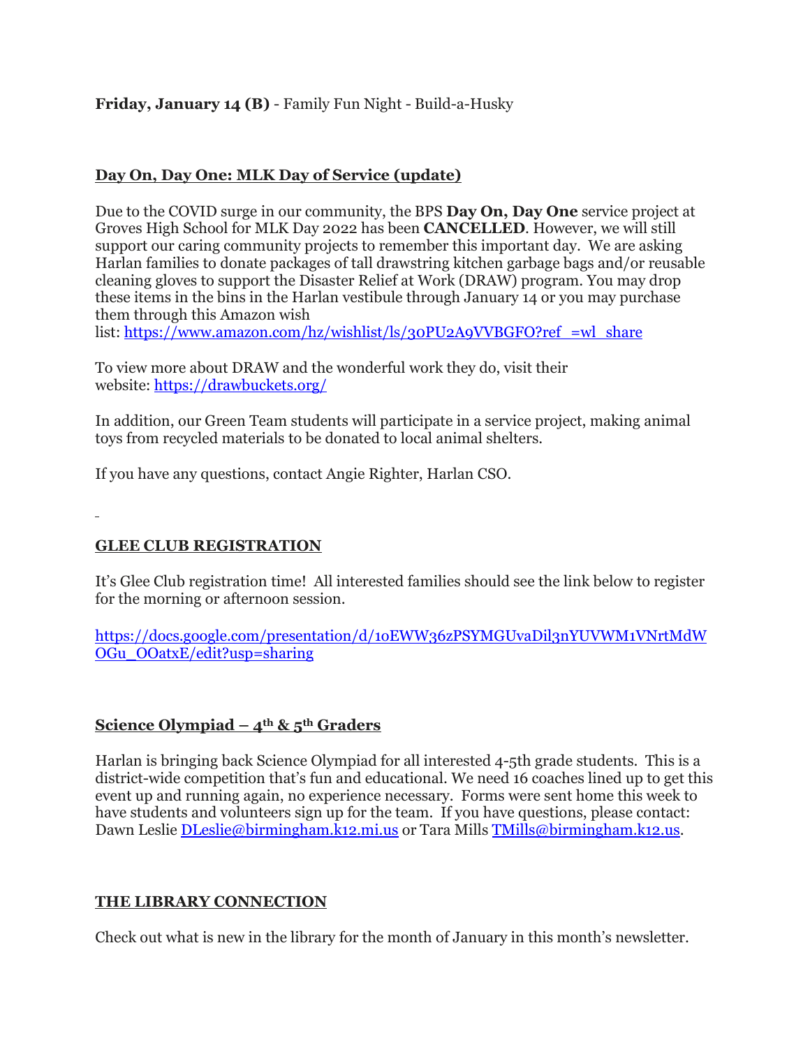**Friday, January 14 (B)** - Family Fun Night - Build-a-Husky

## Day On, Day One: MLK Day of Service (update)

Due to the COVID surge in our community, the BPS **Day On, Day One** service project at Groves High School for MLK Day 2022 has been **CANCELLED**. However, we will still support our caring community projects to remember this important day. We are asking Harlan families to donate packages of tall drawstring kitchen garbage bags and/or reusable cleaning gloves to support the Disaster Relief at Work (DRAW) program. You may drop these items in the bins in the Harlan vestibule through January 14 or you may purchase them through this Amazon wish list: https://www.amazon.com/hz/wishlist/ls/30PU2A9VVBGFO?ref_=wl_share

To view more about DRAW and the wonderful work they do, visit their website: https://drawbuckets.org/

In addition, our Green Team students will participate in a service project, making animal toys from recycled materials to be donated to local animal shelters.

If you have any questions, contact Angie Righter, Harlan CSO.

## GLEE CLUB REGISTRATION

It's Glee Club registration time! All interested families should see the link below to register for the morning or afternoon session.

https://docs.google.com/presentation/d/1oEWW36zPSYMGUvaDil3nYUVWM1VNrtMdWOGu_OOatxE/edit?usp=sharing

## Science Olympiad – 4th & 5th Graders

Harlan is bringing back Science Olympiad for all interested 4-5th grade students. This is a district-wide competition that's fun and educational. We need 16 coaches lined up to get this event up and running again, no experience necessary. Forms were sent home this week to have students and volunteers sign up for the team. If you have questions, please contact: Dawn Leslie DLeslie@birmingham.k12.mi.us or Tara Mills TMills@birmingham.k12.us.

## THE LIBRARY CONNECTION

Check out what is new in the library for the month of January in this month's newsletter.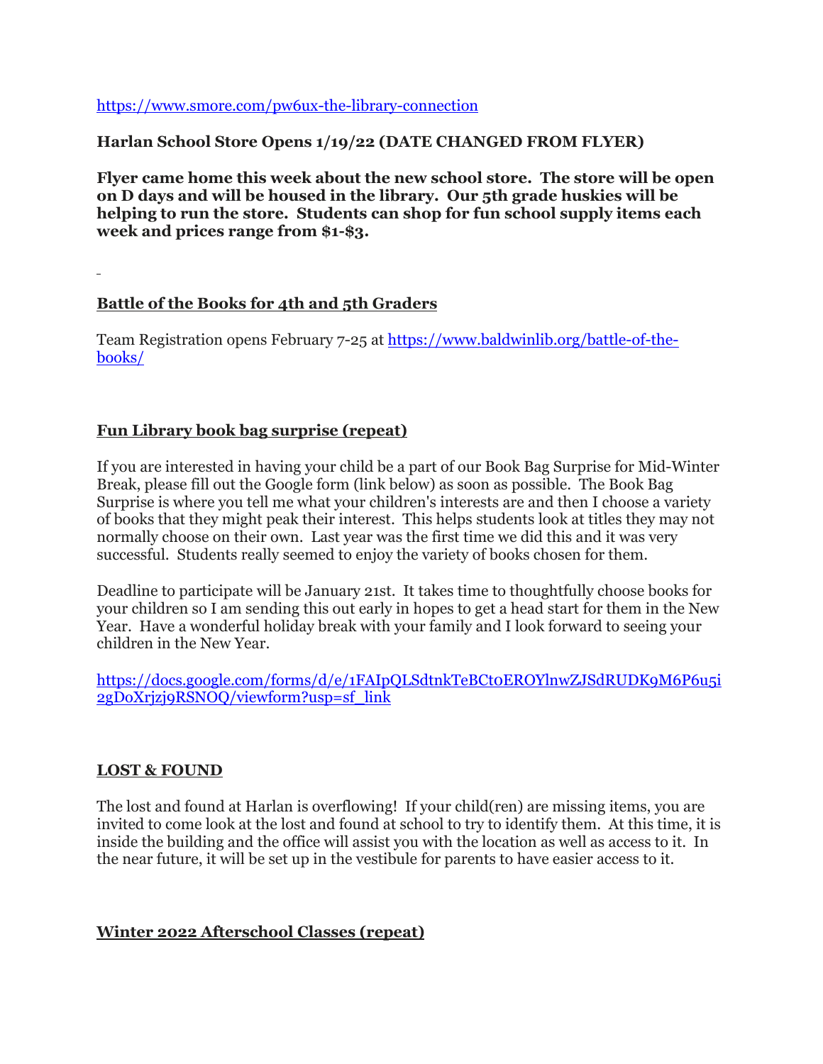https://www.smore.com/pw6ux-the-library-connection

**Harlan School Store Opens 1/19/22 (DATE CHANGED FROM FLYER)**

**Flyer came home this week about the new school store. The store will be open on D days and will be housed in the library. Our 5th grade huskies will be helping to run the store. Students can shop for fun school supply items each week and prices range from $1-$3.**

**Battle of the Books for 4th and 5th Graders**

Team Registration opens February 7-25 at https://www.baldwinlib.org/battle-of-the-books/

**Fun Library book bag surprise (repeat)**

If you are interested in having your child be a part of our Book Bag Surprise for Mid-Winter Break, please fill out the Google form (link below) as soon as possible. The Book Bag Surprise is where you tell me what your children's interests are and then I choose a variety of books that they might peak their interest. This helps students look at titles they may not normally choose on their own. Last year was the first time we did this and it was very successful. Students really seemed to enjoy the variety of books chosen for them.

Deadline to participate will be January 21st. It takes time to thoughtfully choose books for your children so I am sending this out early in hopes to get a head start for them in the New Year. Have a wonderful holiday break with your family and I look forward to seeing your children in the New Year.

https://docs.google.com/forms/d/e/1FAIpQLSdtnkTeBCt0EROYlnwZJSdRUDK9M6P6u5i2gDoXrjzj9RSNOQ/viewform?usp=sf_link

**LOST & FOUND**

The lost and found at Harlan is overflowing! If your child(ren) are missing items, you are invited to come look at the lost and found at school to try to identify them. At this time, it is inside the building and the office will assist you with the location as well as access to it. In the near future, it will be set up in the vestibule for parents to have easier access to it.

**Winter 2022 Afterschool Classes (repeat)**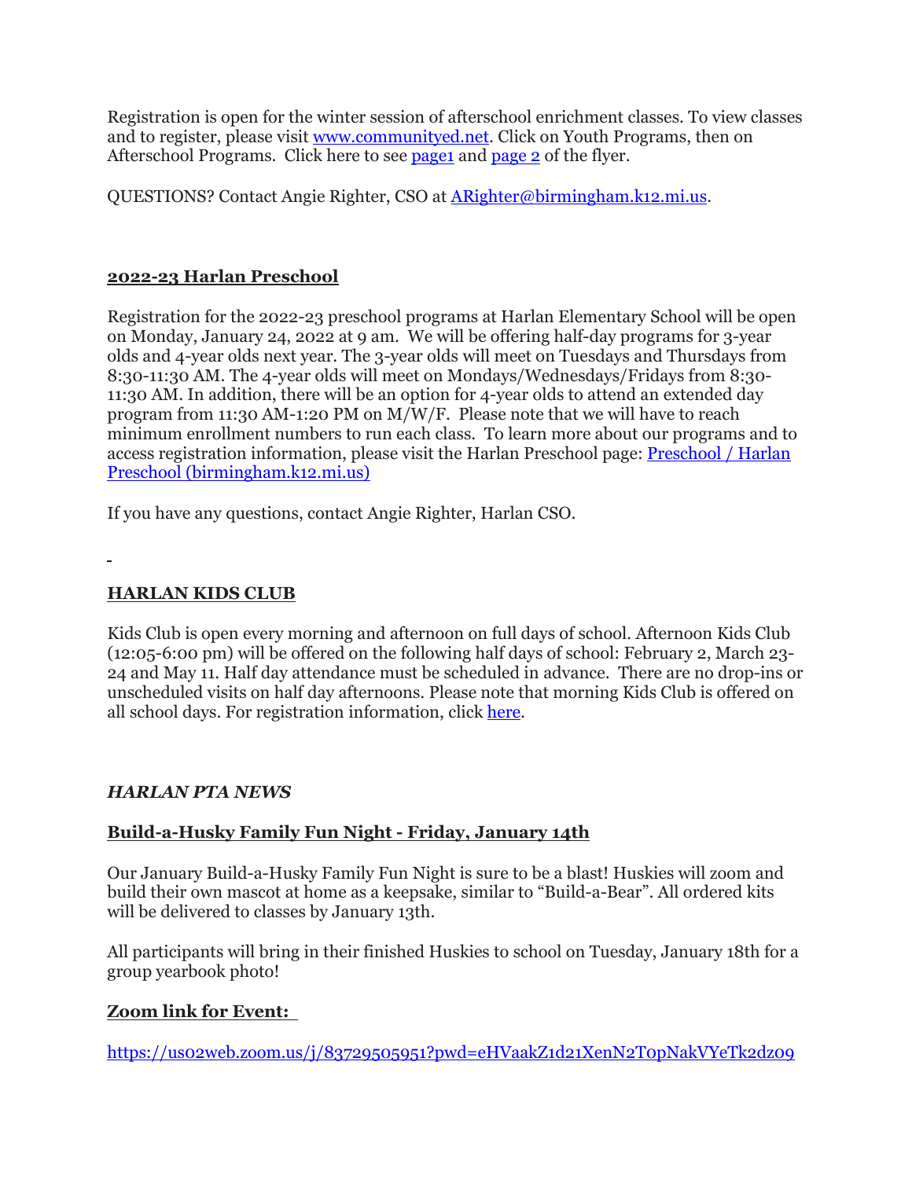Registration is open for the winter session of afterschool enrichment classes. To view classes and to register, please visit [www.communityed.net](www.communityed.net). Click on Youth Programs, then on Afterschool Programs. Click here to see [page1]() and [page 2]() of the flyer.

QUESTIONS? Contact Angie Righter, CSO at [ARighter@birmingham.k12.mi.us](mailto:ARighter@birmingham.k12.mi.us).

## 2022-23 Harlan Preschool

Registration for the 2022-23 preschool programs at Harlan Elementary School will be open on Monday, January 24, 2022 at 9 am. We will be offering half-day programs for 3-year olds and 4-year olds next year. The 3-year olds will meet on Tuesdays and Thursdays from 8:30-11:30 AM. The 4-year olds will meet on Mondays/Wednesdays/Fridays from 8:30-11:30 AM. In addition, there will be an option for 4-year olds to attend an extended day program from 11:30 AM-1:20 PM on M/W/F. Please note that we will have to reach minimum enrollment numbers to run each class. To learn more about our programs and to access registration information, please visit the Harlan Preschool page: [Preschool / Harlan Preschool (birmingham.k12.mi.us)]()

If you have any questions, contact Angie Righter, Harlan CSO.

## HARLAN KIDS CLUB

Kids Club is open every morning and afternoon on full days of school. Afternoon Kids Club (12:05-6:00 pm) will be offered on the following half days of school: February 2, March 23-24 and May 11. Half day attendance must be scheduled in advance. There are no drop-ins or unscheduled visits on half day afternoons. Please note that morning Kids Club is offered on all school days. For registration information, click [here]().

## *HARLAN PTA NEWS*

### Build-a-Husky Family Fun Night - Friday, January 14th

Our January Build-a-Husky Family Fun Night is sure to be a blast! Huskies will zoom and build their own mascot at home as a keepsake, similar to "Build-a-Bear". All ordered kits will be delivered to classes by January 13th.

All participants will bring in their finished Huskies to school on Tuesday, January 18th for a group yearbook photo!

### Zoom link for Event:

[https://us02web.zoom.us/j/83729505951?pwd=eHVaakZ1d21XenN2T0pNakVYeTk2dz09](https://us02web.zoom.us/j/83729505951?pwd=eHVaakZ1d21XenN2T0pNakVYeTk2dz09)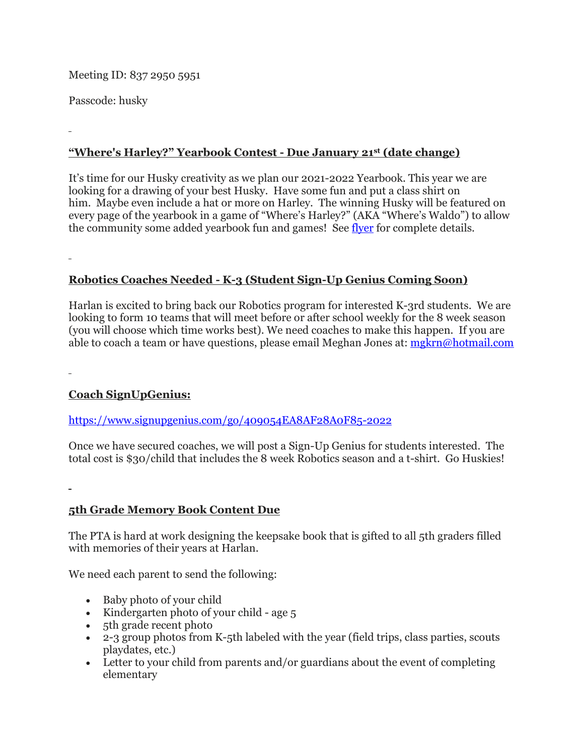Meeting ID: 837 2950 5951

Passcode: husky

## **"Where's Harley?" Yearbook Contest - Due January 21st (date change)**

It's time for our Husky creativity as we plan our 2021-2022 Yearbook. This year we are looking for a drawing of your best Husky. Have some fun and put a class shirt on him. Maybe even include a hat or more on Harley. The winning Husky will be featured on every page of the yearbook in a game of "Where's Harley?" (AKA "Where's Waldo") to allow the community some added yearbook fun and games! See [flyer] for complete details.

## **Robotics Coaches Needed - K-3 (Student Sign-Up Genius Coming Soon)**

Harlan is excited to bring back our Robotics program for interested K-3rd students. We are looking to form 10 teams that will meet before or after school weekly for the 8 week season (you will choose which time works best). We need coaches to make this happen. If you are able to coach a team or have questions, please email Meghan Jones at: mgkrn@hotmail.com

## **Coach SignUpGenius:**

https://www.signupgenius.com/go/409054EA8AF28A0F85-2022

Once we have secured coaches, we will post a Sign-Up Genius for students interested. The total cost is $30/child that includes the 8 week Robotics season and a t-shirt. Go Huskies!

## **5th Grade Memory Book Content Due**

The PTA is hard at work designing the keepsake book that is gifted to all 5th graders filled with memories of their years at Harlan.

We need each parent to send the following:

- Baby photo of your child
- Kindergarten photo of your child - age 5
- 5th grade recent photo
- 2-3 group photos from K-5th labeled with the year (field trips, class parties, scouts playdates, etc.)
- Letter to your child from parents and/or guardians about the event of completing elementary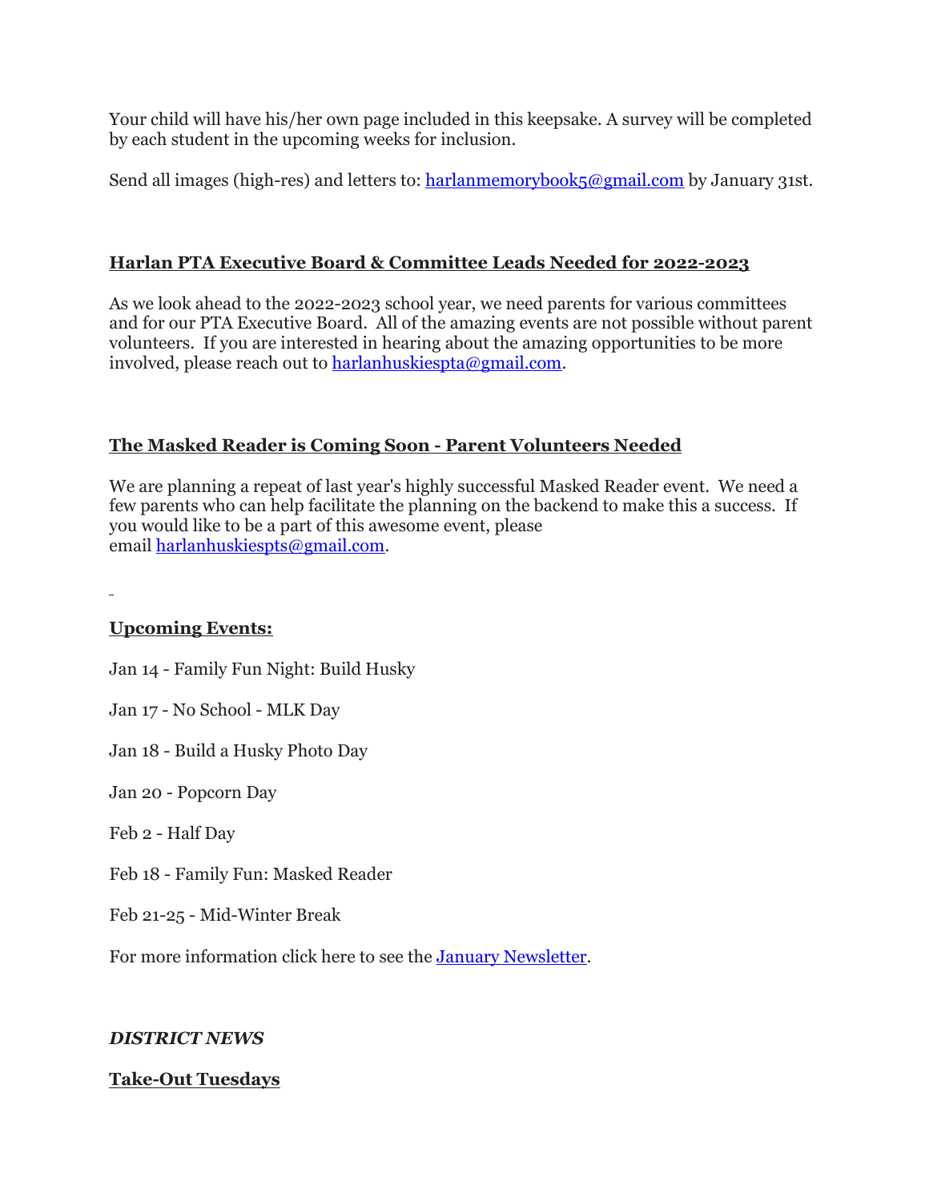Your child will have his/her own page included in this keepsake. A survey will be completed by each student in the upcoming weeks for inclusion.

Send all images (high-res) and letters to: [harlanmemorybook5@gmail.com](mailto:harlanmemorybook5@gmail.com) by January 31st.

## **Harlan PTA Executive Board & Committee Leads Needed for 2022-2023**

As we look ahead to the 2022-2023 school year, we need parents for various committees and for our PTA Executive Board. All of the amazing events are not possible without parent volunteers. If you are interested in hearing about the amazing opportunities to be more involved, please reach out to [harlanhuskiespta@gmail.com](mailto:harlanhuskiespta@gmail.com).

## **The Masked Reader is Coming Soon - Parent Volunteers Needed**

We are planning a repeat of last year's highly successful Masked Reader event. We need a few parents who can help facilitate the planning on the backend to make this a success. If you would like to be a part of this awesome event, please email [harlanhuskiespts@gmail.com](mailto:harlanhuskiespts@gmail.com).

## **Upcoming Events:**

Jan 14 - Family Fun Night: Build Husky

Jan 17 - No School - MLK Day

Jan 18 - Build a Husky Photo Day

Jan 20 - Popcorn Day

Feb 2 - Half Day

Feb 18 - Family Fun: Masked Reader

Feb 21-25 - Mid-Winter Break

For more information click here to see the [January Newsletter](#).

***DISTRICT NEWS***

## **Take-Out Tuesdays**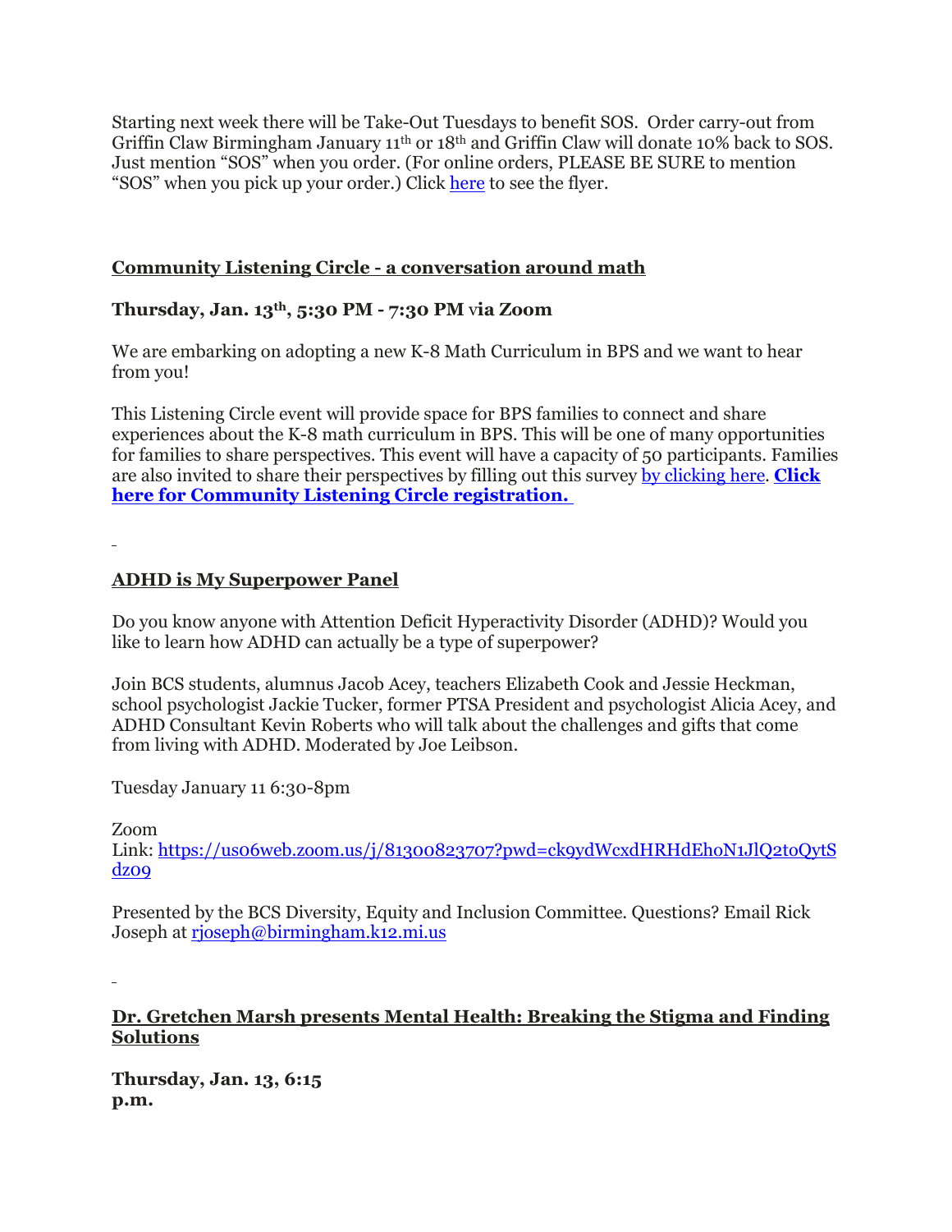Starting next week there will be Take-Out Tuesdays to benefit SOS. Order carry-out from Griffin Claw Birmingham January 11th or 18th and Griffin Claw will donate 10% back to SOS. Just mention "SOS" when you order. (For online orders, PLEASE BE SURE to mention "SOS" when you pick up your order.) Click here to see the flyer.

**Community Listening Circle - a conversation around math**

**Thursday, Jan. 13th, 5:30 PM - 7:30 PM via Zoom**

We are embarking on adopting a new K-8 Math Curriculum in BPS and we want to hear from you!

This Listening Circle event will provide space for BPS families to connect and share experiences about the K-8 math curriculum in BPS. This will be one of many opportunities for families to share perspectives. This event will have a capacity of 50 participants. Families are also invited to share their perspectives by filling out this survey by clicking here. **Click here for Community Listening Circle registration.**

**ADHD is My Superpower Panel**

Do you know anyone with Attention Deficit Hyperactivity Disorder (ADHD)? Would you like to learn how ADHD can actually be a type of superpower?

Join BCS students, alumnus Jacob Acey, teachers Elizabeth Cook and Jessie Heckman, school psychologist Jackie Tucker, former PTSA President and psychologist Alicia Acey, and ADHD Consultant Kevin Roberts who will talk about the challenges and gifts that come from living with ADHD. Moderated by Joe Leibson.

Tuesday January 11 6:30-8pm

Zoom
Link: https://us06web.zoom.us/j/81300823707?pwd=ck9ydWcxdHRHdEhoN1JlQ2toQytSdz09

Presented by the BCS Diversity, Equity and Inclusion Committee. Questions? Email Rick Joseph at rjoseph@birmingham.k12.mi.us

**Dr. Gretchen Marsh presents Mental Health: Breaking the Stigma and Finding Solutions**

**Thursday, Jan. 13, 6:15 p.m.**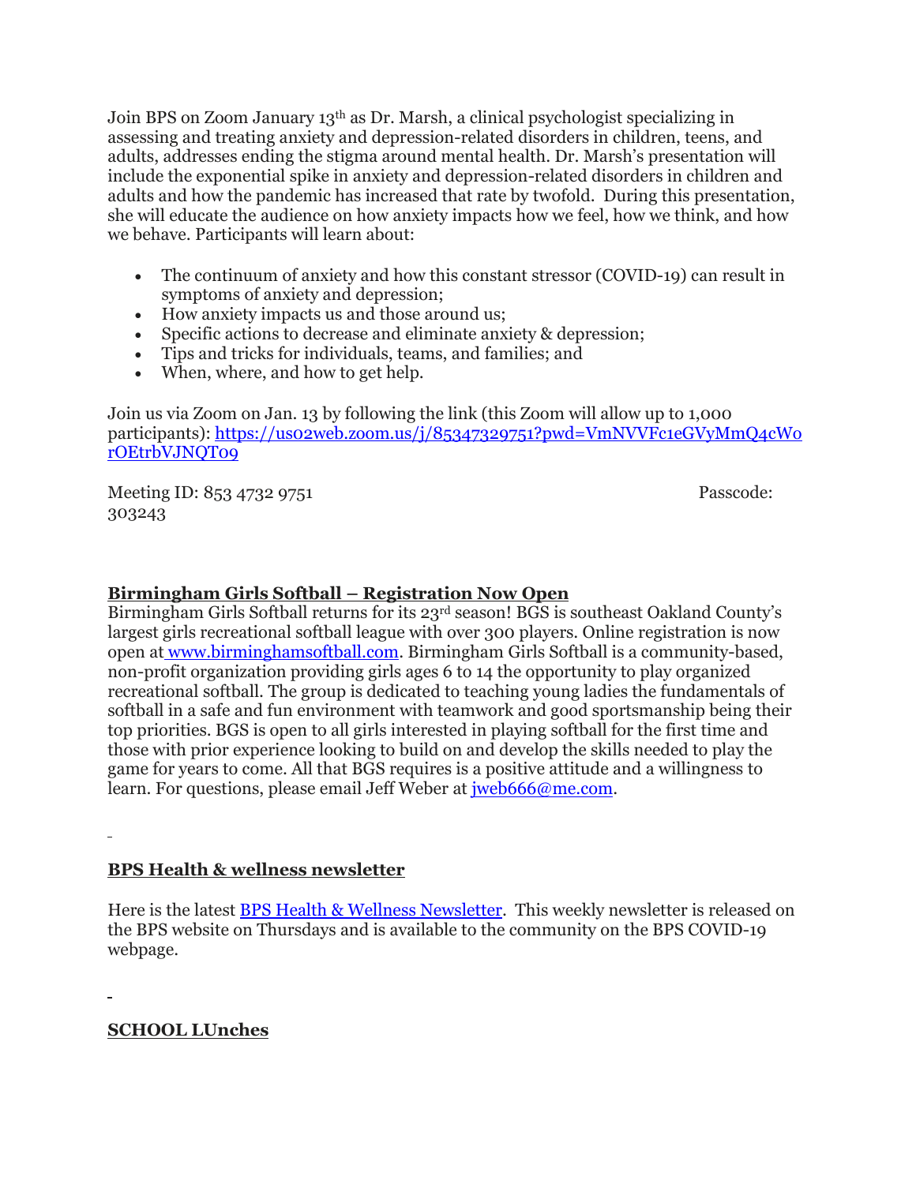Join BPS on Zoom January 13th as Dr. Marsh, a clinical psychologist specializing in assessing and treating anxiety and depression-related disorders in children, teens, and adults, addresses ending the stigma around mental health. Dr. Marsh's presentation will include the exponential spike in anxiety and depression-related disorders in children and adults and how the pandemic has increased that rate by twofold. During this presentation, she will educate the audience on how anxiety impacts how we feel, how we think, and how we behave. Participants will learn about:

- The continuum of anxiety and how this constant stressor (COVID-19) can result in symptoms of anxiety and depression;
- How anxiety impacts us and those around us;
- Specific actions to decrease and eliminate anxiety & depression;
- Tips and tricks for individuals, teams, and families; and
- When, where, and how to get help.

Join us via Zoom on Jan. 13 by following the link (this Zoom will allow up to 1,000 participants): https://us02web.zoom.us/j/85347329751?pwd=VmNVVFc1eGVyMmQ4cW0rOEtrbVJNQT09

Meeting ID: 853 4732 9751 Passcode: 303243

## Birmingham Girls Softball – Registration Now Open

Birmingham Girls Softball returns for its 23rd season! BGS is southeast Oakland County's largest girls recreational softball league with over 300 players. Online registration is now open at www.birminghamsoftball.com. Birmingham Girls Softball is a community-based, non-profit organization providing girls ages 6 to 14 the opportunity to play organized recreational softball. The group is dedicated to teaching young ladies the fundamentals of softball in a safe and fun environment with teamwork and good sportsmanship being their top priorities. BGS is open to all girls interested in playing softball for the first time and those with prior experience looking to build on and develop the skills needed to play the game for years to come. All that BGS requires is a positive attitude and a willingness to learn. For questions, please email Jeff Weber at jweb666@me.com.

## BPS Health & wellness newsletter

Here is the latest BPS Health & Wellness Newsletter. This weekly newsletter is released on the BPS website on Thursdays and is available to the community on the BPS COVID-19 webpage.

## SCHOOL LUnches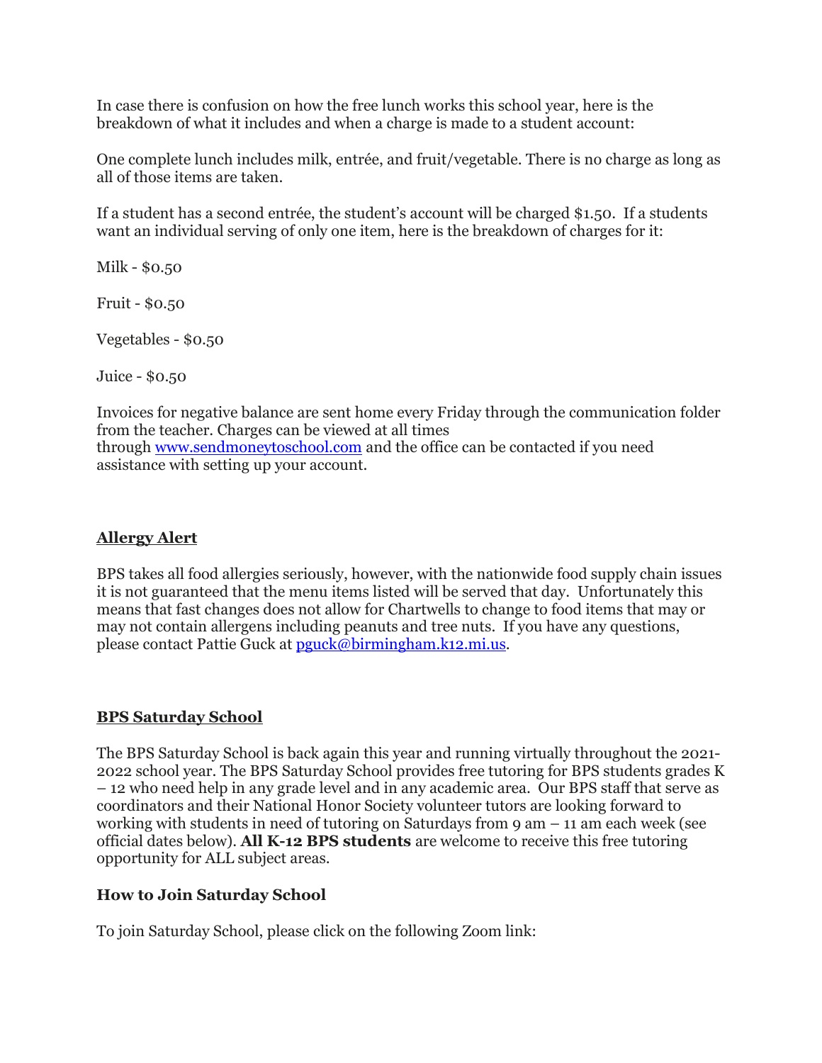In case there is confusion on how the free lunch works this school year, here is the breakdown of what it includes and when a charge is made to a student account:

One complete lunch includes milk, entrée, and fruit/vegetable. There is no charge as long as all of those items are taken.

If a student has a second entrée, the student's account will be charged $1.50. If a students want an individual serving of only one item, here is the breakdown of charges for it:

Milk - $0.50

Fruit - $0.50

Vegetables - $0.50

Juice - $0.50

Invoices for negative balance are sent home every Friday through the communication folder from the teacher. Charges can be viewed at all times through [www.sendmoneytoschool.com](http://www.sendmoneytoschool.com) and the office can be contacted if you need assistance with setting up your account.

## Allergy Alert

BPS takes all food allergies seriously, however, with the nationwide food supply chain issues it is not guaranteed that the menu items listed will be served that day. Unfortunately this means that fast changes does not allow for Chartwells to change to food items that may or may not contain allergens including peanuts and tree nuts. If you have any questions, please contact Pattie Guck at [pguck@birmingham.k12.mi.us](mailto:pguck@birmingham.k12.mi.us).

## BPS Saturday School

The BPS Saturday School is back again this year and running virtually throughout the 2021-2022 school year. The BPS Saturday School provides free tutoring for BPS students grades K – 12 who need help in any grade level and in any academic area. Our BPS staff that serve as coordinators and their National Honor Society volunteer tutors are looking forward to working with students in need of tutoring on Saturdays from 9 am – 11 am each week (see official dates below). **All K-12 BPS students** are welcome to receive this free tutoring opportunity for ALL subject areas.

### How to Join Saturday School

To join Saturday School, please click on the following Zoom link: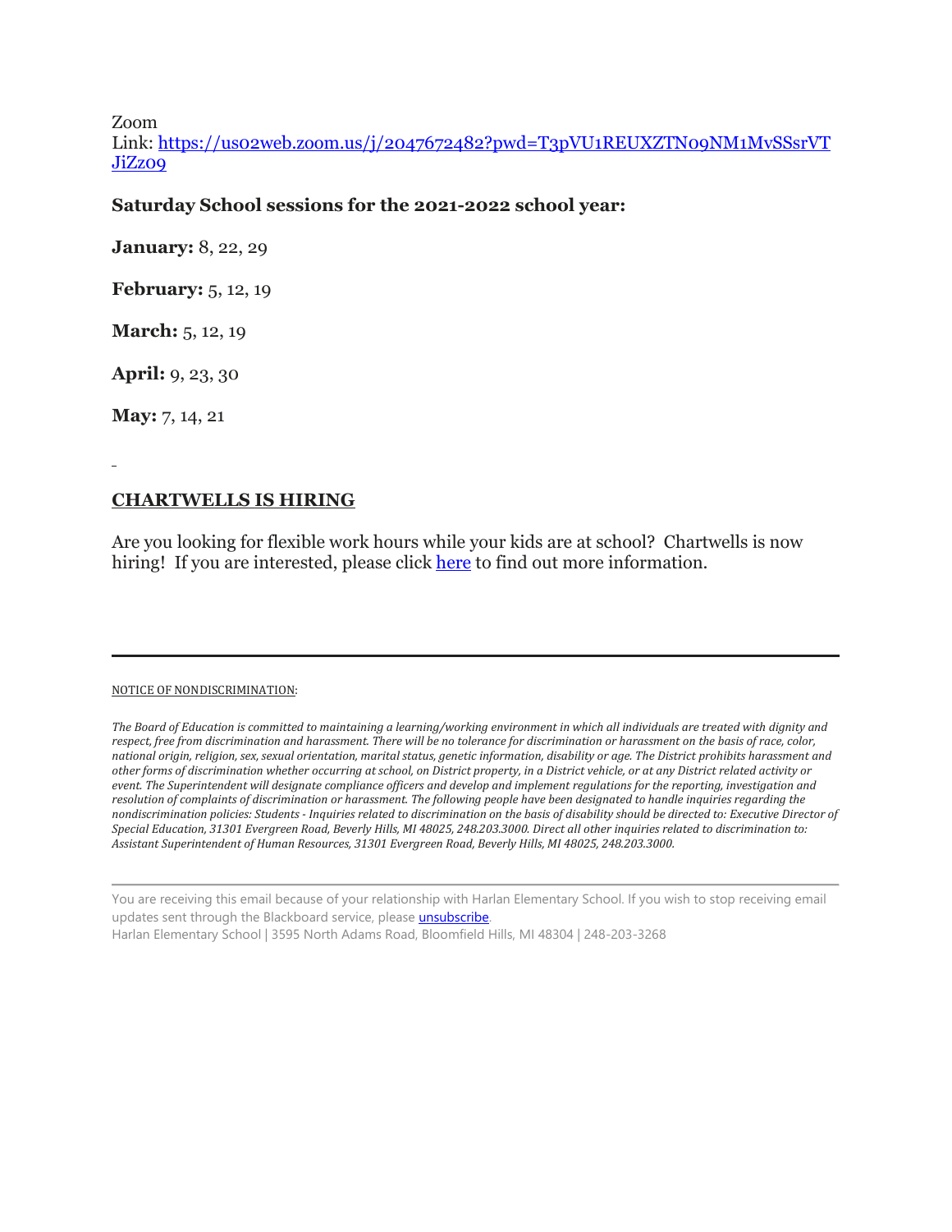Zoom Link: [https://us02web.zoom.us/j/2047672482?pwd=T3pVU1REUXZTN09NM1MvSSsrVTJiZz09](https://us02web.zoom.us/j/2047672482?pwd=T3pVU1REUXZTN09NM1MvSSsrVTJiZz09)

**Saturday School sessions for the 2021-2022 school year:**

**January:** 8, 22, 29

**February:** 5, 12, 19

**March:** 5, 12, 19

**April:** 9, 23, 30

**May:** 7, 14, 21

## CHARTWELLS IS HIRING

Are you looking for flexible work hours while your kids are at school? Chartwells is now hiring! If you are interested, please click here to find out more information.

---

NOTICE OF NONDISCRIMINATION:

*The Board of Education is committed to maintaining a learning/working environment in which all individuals are treated with dignity and respect, free from discrimination and harassment. There will be no tolerance for discrimination or harassment on the basis of race, color, national origin, religion, sex, sexual orientation, marital status, genetic information, disability or age. The District prohibits harassment and other forms of discrimination whether occurring at school, on District property, in a District vehicle, or at any District related activity or event. The Superintendent will designate compliance officers and develop and implement regulations for the reporting, investigation and resolution of complaints of discrimination or harassment. The following people have been designated to handle inquiries regarding the nondiscrimination policies: Students - Inquiries related to discrimination on the basis of disability should be directed to: Executive Director of Special Education, 31301 Evergreen Road, Beverly Hills, MI 48025, 248.203.3000. Direct all other inquiries related to discrimination to: Assistant Superintendent of Human Resources, 31301 Evergreen Road, Beverly Hills, MI 48025, 248.203.3000.*

---

You are receiving this email because of your relationship with Harlan Elementary School. If you wish to stop receiving email updates sent through the Blackboard service, please unsubscribe.
Harlan Elementary School | 3595 North Adams Road, Bloomfield Hills, MI 48304 | 248-203-3268